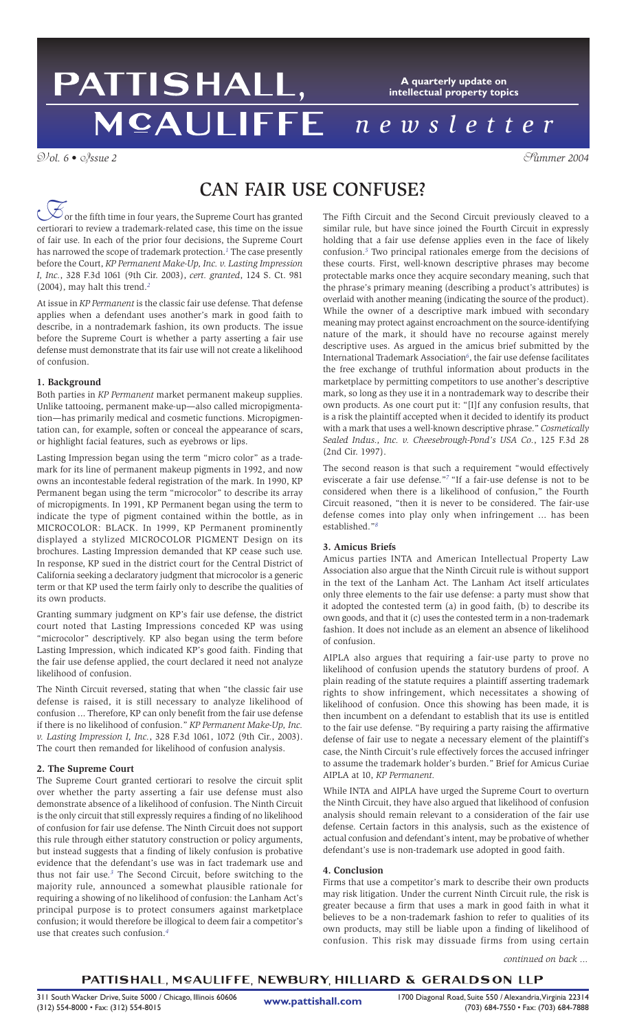# PATTISHALL, MCAULIFFE newsletter

**A quarterly update on intellectual property topics**

*Vol. 6 • Issue 2* *Summer 2004*

## CAN FAIR USE CONFUSE?

For the fifth time in four years, the Supreme Court has granted certiorari to review a trademark-related case, this time on the issue of fair use. In each of the prior four decisions, the Supreme Court has narrowed the scope of trademark protection.[1] The case presently before the Court, *KP Permanent Make-Up, Inc. v. Lasting Impression I, Inc.*, 328 F.3d 1061 (9th Cir. 2003), *cert. granted*, 124 S. Ct. 981 (2004), may halt this trend.[2]

At issue in *KP Permanent* is the classic fair use defense. That defense applies when a defendant uses another's mark in good faith to describe, in a nontrademark fashion, its own products. The issue before the Supreme Court is whether a party asserting a fair use defense must demonstrate that its fair use will not create a likelihood of confusion.

### 1. Background

Both parties in *KP Permanent* market permanent makeup supplies. Unlike tattooing, permanent make-up—also called micropigmentation—has primarily medical and cosmetic functions. Micropigmentation can, for example, soften or conceal the appearance of scars, or highlight facial features, such as eyebrows or lips.

Lasting Impression began using the term "micro color" as a trademark for its line of permanent makeup pigments in 1992, and now owns an incontestable federal registration of the mark. In 1990, KP Permanent began using the term "microcolor" to describe its array of micropigments. In 1991, KP Permanent began using the term to indicate the type of pigment contained within the bottle, as in MICROCOLOR: BLACK. In 1999, KP Permanent prominently displayed a stylized MICROCOLOR PIGMENT Design on its brochures. Lasting Impression demanded that KP cease such use. In response, KP sued in the district court for the Central District of California seeking a declaratory judgment that microcolor is a generic term or that KP used the term fairly only to describe the qualities of its own products.

Granting summary judgment on KP's fair use defense, the district court noted that Lasting Impressions conceded KP was using "microcolor" descriptively. KP also began using the term before Lasting Impression, which indicated KP's good faith. Finding that the fair use defense applied, the court declared it need not analyze likelihood of confusion.

The Ninth Circuit reversed, stating that when "the classic fair use defense is raised, it is still necessary to analyze likelihood of confusion ... Therefore, KP can only benefit from the fair use defense if there is no likelihood of confusion." *KP Permanent Make-Up, Inc. v. Lasting Impression I, Inc.*, 328 F.3d 1061, 1072 (9th Cir., 2003). The court then remanded for likelihood of confusion analysis.

### 2. The Supreme Court

The Supreme Court granted certiorari to resolve the circuit split over whether the party asserting a fair use defense must also demonstrate absence of a likelihood of confusion. The Ninth Circuit is the only circuit that still expressly requires a finding of no likelihood of confusion for fair use defense. The Ninth Circuit does not support this rule through either statutory construction or policy arguments, but instead suggests that a finding of likely confusion is probative evidence that the defendant's use was in fact trademark use and thus not fair use.[3] The Second Circuit, before switching to the majority rule, announced a somewhat plausible rationale for requiring a showing of no likelihood of confusion: the Lanham Act's principal purpose is to protect consumers against marketplace confusion; it would therefore be illogical to deem fair a competitor's use that creates such confusion.[4]

The Fifth Circuit and the Second Circuit previously cleaved to a similar rule, but have since joined the Fourth Circuit in expressly holding that a fair use defense applies even in the face of likely confusion.[5] Two principal rationales emerge from the decisions of these courts. First, well-known descriptive phrases may become protectable marks once they acquire secondary meaning, such that the phrase's primary meaning (describing a product's attributes) is overlaid with another meaning (indicating the source of the product). While the owner of a descriptive mark imbued with secondary meaning may protect against encroachment on the source-identifying nature of the mark, it should have no recourse against merely descriptive uses. As argued in the amicus brief submitted by the International Trademark Association[6], the fair use defense facilitates the free exchange of truthful information about products in the marketplace by permitting competitors to use another's descriptive mark, so long as they use it in a nontrademark way to describe their own products. As one court put it: "[I]f any confusion results, that is a risk the plaintiff accepted when it decided to identify its product with a mark that uses a well-known descriptive phrase." *Cosmetically Sealed Indus., Inc. v. Cheesebrough-Pond's USA Co.*, 125 F.3d 28 (2nd Cir. 1997).

The second reason is that such a requirement "would effectively eviscerate a fair use defense."[7] "If a fair-use defense is not to be considered when there is a likelihood of confusion," the Fourth Circuit reasoned, "then it is never to be considered. The fair-use defense comes into play only when infringement ... has been established."[8]

### 3. Amicus Briefs

Amicus parties INTA and American Intellectual Property Law Association also argue that the Ninth Circuit rule is without support in the text of the Lanham Act. The Lanham Act itself articulates only three elements to the fair use defense: a party must show that it adopted the contested term (a) in good faith, (b) to describe its own goods, and that it (c) uses the contested term in a non-trademark fashion. It does not include as an element an absence of likelihood of confusion.

AIPLA also argues that requiring a fair-use party to prove no likelihood of confusion upends the statutory burdens of proof. A plain reading of the statute requires a plaintiff asserting trademark rights to show infringement, which necessitates a showing of likelihood of confusion. Once this showing has been made, it is then incumbent on a defendant to establish that its use is entitled to the fair use defense. "By requiring a party raising the affirmative defense of fair use to negate a necessary element of the plaintiff's case, the Ninth Circuit's rule effectively forces the accused infringer to assume the trademark holder's burden." Brief for Amicus Curiae AIPLA at 10, *KP Permanent*.

While INTA and AIPLA have urged the Supreme Court to overturn the Ninth Circuit, they have also argued that likelihood of confusion analysis should remain relevant to a consideration of the fair use defense. Certain factors in this analysis, such as the existence of actual confusion and defendant's intent, may be probative of whether defendant's use is non-trademark use adopted in good faith.

### 4. Conclusion

Firms that use a competitor's mark to describe their own products may risk litigation. Under the current Ninth Circuit rule, the risk is greater because a firm that uses a mark in good faith in what it believes to be a non-trademark fashion to refer to qualities of its own products, may still be liable upon a finding of likelihood of confusion. This risk may dissuade firms from using certain

*continued on back ...*

**PATTISHALL, MCAULIFFE, NEWBURY, HILLIARD & GERALDSON LLP**

311 South Wacker Drive, Suite 5000 / Chicago, Illinois 60606
(312) 554-8000 • Fax: (312) 554-8015

**www.pattishall.com**

1700 Diagonal Road, Suite 550 / Alexandria, Virginia 22314
(703) 684-7550 • Fax: (703) 684-7888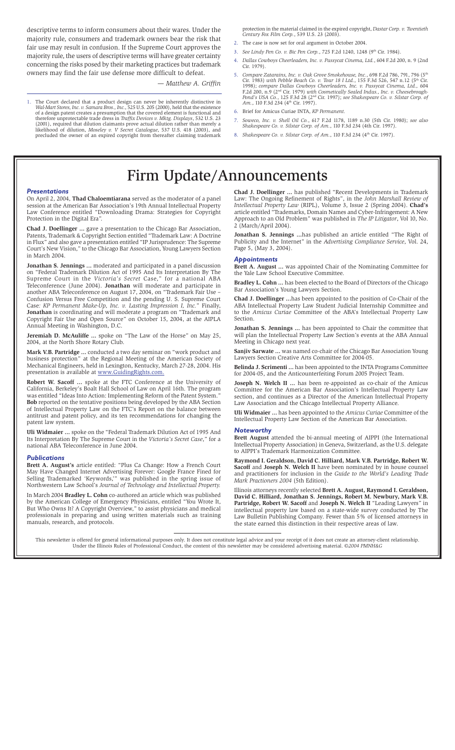descriptive terms to inform consumers about their wares. Under the majority rule, consumers and trademark owners bear the risk that fair use may result in confusion. If the Supreme Court approves the majority rule, the users of descriptive terms will have greater certainty concerning the risks posed by their marketing practices but trademark owners may find the fair use defense more difficult to defeat.

*— Matthew A. Griffin*

1. The Court declared that a product design can never be inherently distinctive in *Wal-Mart Stores, Inc. v. Samara Bros., Inc.*, 525 U.S. 205 (2000), held that the existence of a design patent creates a presumption that the covered element is functional and therefore unprotectable trade dress in *Traffix Devices v. Mktg. Displays*, 532 U.S. 23 (2001), required that dilution claimants prove actual dilution rather than merely a likelihood of dilution, *Moseley v. V Secret Catalogue*, 537 U.S. 418 (2003), and precluded the owner of an expired copyright from thereafter claiming trademark protection in the material claimed in the expired copyright, *Dastar Corp. v. Twentieth Century Fox Film Corp.*, 539 U.S. 23 (2003).
2. The case is now set for oral argument in October 2004.
3. *See Lindy Pen Co. v. Bic Pen Corp.*, 725 F.2d 1240, 1248 (9th Cir. 1984).
4. *Dallas Cowboys Cheerleaders, Inc. v. Pussycat Cinema, Ltd.*, 604 F.2d 200, n. 9 (2nd Cir. 1979).
5. *Compare Zatarains, Inc. v. Oak Grove Smokehouse, Inc.*, 698 F.2d 786, 791, 796 (5th Cir. 1983) *with Pebble Beach Co. v. Tour 18 I Ltd.*, 155 F.3d 526, 547 n.12 (5th Cir. 1998); *compare Dallas Cowboys Cheerleaders, Inc. v. Pussycat Cinema, Ltd.*, 604 F.2d 200, n.9 (2nd Cir. 1979) *with Cosmetically Sealed Indus., Inc. v. Cheesebrough-Pond's USA Co.*, 125 F.3d 28 (2nd Cir. 1997); *see Shakespeare Co. v. Silstar Corp. of Am.*, 110 F.3d 234 (4th Cir. 1997).
6. Brief for Amicus Curiae INTA, *KP Permanent*.
7. *Soweco, Inc. v. Shell Oil Co.*, 617 F.2d 1178, 1189 n.30 (5th Cir. 1980); *see also Shakespeare Co. v. Silstar Corp. of Am.*, 110 F.3d 234 (4th Cir. 1997).
8. *Shakespeare Co. v. Silstar Corp. of Am.*, 110 F.3d 234 (4th Cir. 1997).

# Firm Update/Announcements

### *Presentations*

On April 2, 2004, **Thad Chaloemtiarana** served as the moderator of a panel session at the American Bar Association's 19th Annual Intellectual Property Law Conference entitled "Downloading Drama: Strategies for Copyright Protection in the Digital Era".

**Chad J. Doellinger** ... gave a presentation to the Chicago Bar Association, Patents, Trademark & Copyright Section entitled "Trademark Law: A Doctrine in Flux" and also gave a presentation entitled "IP Jurisprudence: The Supreme Court's New Vision," to the Chicago Bar Association, Young Lawyers Section in March 2004.

**Jonathan S. Jennings** ... moderated and participated in a panel discussion on "Federal Trademark Dilution Act of 1995 And Its Interpretation By The Supreme Court in the *Victoria's Secret* Case," for a national ABA Teleconference (June 2004). **Jonathan** will moderate and participate in another ABA Teleconference on August 17, 2004, on "Trademark Fair Use – Confusion Versus Free Competition and the pending U. S. Supreme Court Case*: KP Permanent Make-Up, Inc. v. Lasting Impression I, Inc.*" Finally, **Jonathan** is coordinating and will moderate a program on "Trademark and Copyright Fair Use and Open Source" on October 15, 2004, at the AIPLA Annual Meeting in Washington, D.C.

**Jeremiah D. McAuliffe** ... spoke on "The Law of the Horse" on May 25, 2004, at the North Shore Rotary Club.

**Mark V.B. Partridge** ... conducted a two day seminar on "work product and business protection" at the Regional Meeting of the American Society of Mechanical Engineers, held in Lexington, Kentucky, March 27-28, 2004. His presentation is available at www.GuidingRights.com.

**Robert W. Sacoff** ... spoke at the FTC Conference at the University of California, Berkeley's Boalt Hall School of Law on April 16th. The program was entitled "Ideas Into Action: Implementing Reform of the Patent System." **Bob** reported on the tentative positions being developed by the ABA Section of Intellectual Property Law on the FTC's Report on the balance between antitrust and patent policy, and its ten recommendations for changing the patent law system.

**Uli Widmaier** ... spoke on the "Federal Trademark Dilution Act of 1995 And Its Interpretation By The Supreme Court in the *Victoria's Secret Case*," for a national ABA Teleconference in June 2004.

### *Publications*

**Brett A. August's** article entitled: "Plus Ca Change: How a French Court May Have Changed Internet Advertising Forever: Google France Fined for Selling Trademarked 'Keywords,'" was published in the spring issue of Northwestern Law School's *Journal of Technology and Intellectual Property.*

In March 2004 **Bradley L. Cohn** co-authored an article which was published by the American College of Emergency Physicians, entitled "You Wrote It, But Who Owns It? A Copyright Overview," to assist physicians and medical professionals in preparing and using written materials such as training manuals, research, and protocols.

**Chad J. Doellinger** ... has published "Recent Developments in Trademark Law: The Ongoing Refinement of Rights", in the *John Marshall Review of Intellectual Property Law* (RIPL), Volume 3, Issue 2 (Spring 2004). **Chad's** article entitled "Trademarks, Domain Names and Cyber-Infringement: A New Approach to an Old Problem" was published in *The IP Litigator*, Vol 10, No. 2 (March/April 2004).

**Jonathan S. Jennings** ...has published an article entitled "The Right of Publicity and the Internet" in the *Advertising Compliance Service*, Vol. 24, Page 5, (May 3, 2004).

### *Appointments*

**Brett A. August** ... was appointed Chair of the Nominating Committee for the Yale Law School Executive Committee.

**Bradley L. Cohn** ... has been elected to the Board of Directors of the Chicago Bar Association's Young Lawyers Section.

**Chad J. Doellinger** ...has been appointed to the position of Co-Chair of the ABA Intellectual Property Law Student Judicial Internship Committee and to the *Amicus Curiae* Committee of the ABA's Intellectual Property Law Section.

**Jonathan S. Jennings** ... has been appointed to Chair the committee that will plan the Intellectual Property Law Section's events at the ABA Annual Meeting in Chicago next year.

**Sanjiv Sarwate** ... was named co-chair of the Chicago Bar Association Young Lawyers Section Creative Arts Committee for 2004-05.

**Belinda J. Scrimenti** ... has been appointed to the INTA Programs Committee for 2004-05, and the Anticounterfeiting Forum 2005 Project Team.

**Joseph N. Welch II** ... has been re-appointed as co-chair of the Amicus Committee for the American Bar Association's Intellectual Property Law section, and continues as a Director of the American Intellectual Property Law Association and the Chicago Intellectual Property Alliance.

**Uli Widmaier** ... has been appointed to the *Amicus Curiae* Committee of the Intellectual Property Law Section of the American Bar Association.

### *Noteworthy*

**Brett August** attended the bi-annual meeting of AIPPI (the International Intellectual Property Association) in Geneva, Switzerland, as the U.S. delegate to AIPPI's Trademark Harmonization Committee.

**Raymond I. Geraldson, David C. Hilliard, Mark V.B. Partridge, Robert W. Sacoff** and **Joseph N. Welch II** have been nominated by in house counsel and practitioners for inclusion in the *Guide to the World's Leading Trade Mark Practioners 2004* (5th Edition).

Illinois attorneys recently selected **Brett A. August, Raymond I. Geraldson, David C. Hilliard, Jonathan S. Jennings, Robert M. Newbury, Mark V.B. Partridge, Robert W. Sacoff** and **Joseph N. Welch II** "Leading Lawyers" in intellectual property law based on a state-wide survey conducted by The Law Bulletin Publishing Company. Fewer than 5% of licensed attorneys in the state earned this distinction in their respective areas of law.

This newsletter is offered for general informational purposes only. It does not constitute legal advice and your receipt of it does not create an attorney-client relationship. Under the Illinois Rules of Professional Conduct, the content of this newsletter may be considered advertising material. *©2004 PMNH&G*